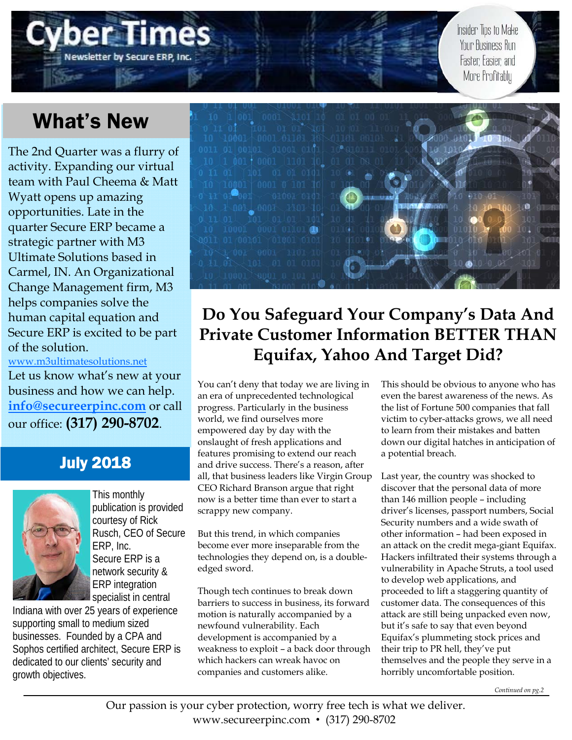# Cyber Times

Newsletter by Secure ERP, Inc.

Insider Tips to Make Your Business Run Faster, Easier, and More Profitably

## What's New

The 2nd Quarter was a flurry of activity. Expanding our virtual team with Paul Cheema & Matt Wyatt opens up amazing opportunities. Late in the quarter Secure ERP became a strategic partner with M3 Ultimate Solutions based in Carmel, IN. An Organizational Change Management firm, M3 helps companies solve the human capital equation and Secure ERP is excited to be part of the solution.

www.m3ultimatesolutions.net

Let us know what's new at your business and how we can help. **info@secureerpinc.com** or call our office: **(317) 290-8702**.

## July 2018

This monthly publication is provided courtesy of Rick Rusch, CEO of Secure ERP, Inc.

Secure ERP is a network security & ERP integration specialist in central Indiana with over 25 years of experience supporting small to medium sized businesses. Founded by a CPA and Sophos certified architect, Secure ERP is dedicated to our clients' security and growth objectives.

# Do You Safeguard Your Company's Data And Private Customer Information BETTER THAN Equifax, Yahoo And Target Did?

You can't deny that today we are living in an era of unprecedented technological progress. Particularly in the business world, we find ourselves more empowered day by day with the onslaught of fresh applications and features promising to extend our reach and drive success. There's a reason, after all, that business leaders like Virgin Group CEO Richard Branson argue that right now is a better time than ever to start a scrappy new company.

But this trend, in which companies become ever more inseparable from the technologies they depend on, is a double-edged sword.

Though tech continues to break down barriers to success in business, its forward motion is naturally accompanied by a newfound vulnerability. Each development is accompanied by a weakness to exploit – a back door through which hackers can wreak havoc on companies and customers alike.

This should be obvious to anyone who has even the barest awareness of the news. As the list of Fortune 500 companies that fall victim to cyber-attacks grows, we all need to learn from their mistakes and batten down our digital hatches in anticipation of a potential breach.

Last year, the country was shocked to discover that the personal data of more than 146 million people – including driver's licenses, passport numbers, Social Security numbers and a wide swath of other information – had been exposed in an attack on the credit mega-giant Equifax. Hackers infiltrated their systems through a vulnerability in Apache Struts, a tool used to develop web applications, and proceeded to lift a staggering quantity of customer data. The consequences of this attack are still being unpacked even now, but it's safe to say that even beyond Equifax's plummeting stock prices and their trip to PR hell, they've put themselves and the people they serve in a horribly uncomfortable position.

*Continued on pg.2*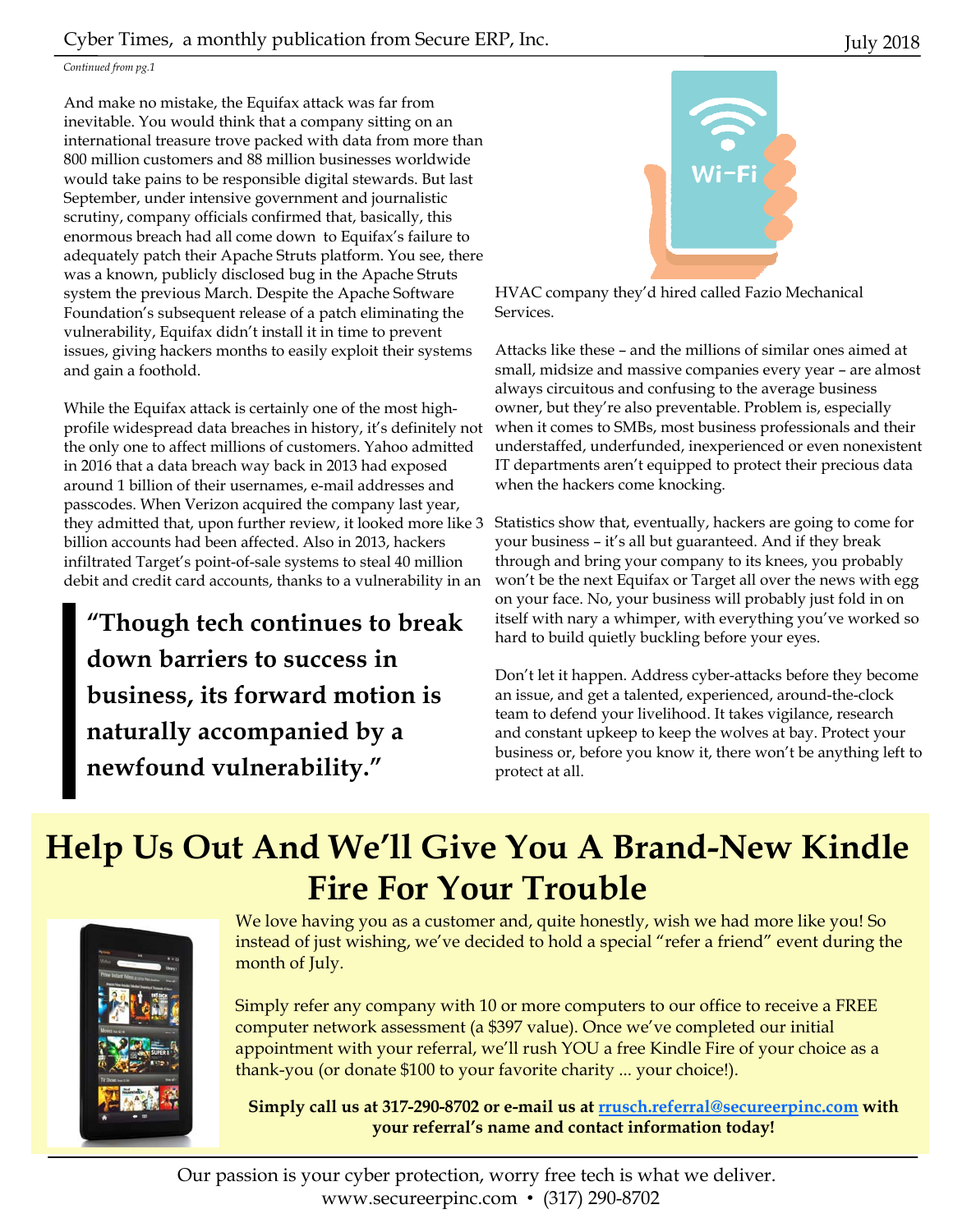*Continued from pg.1*

And make no mistake, the Equifax attack was far from inevitable. You would think that a company sitting on an international treasure trove packed with data from more than 800 million customers and 88 million businesses worldwide would take pains to be responsible digital stewards. But last September, under intensive government and journalistic scrutiny, company officials confirmed that, basically, this enormous breach had all come down to Equifax's failure to adequately patch their Apache Struts platform. You see, there was a known, publicly disclosed bug in the Apache Struts system the previous March. Despite the Apache Software Foundation's subsequent release of a patch eliminating the vulnerability, Equifax didn't install it in time to prevent issues, giving hackers months to easily exploit their systems and gain a foothold.

While the Equifax attack is certainly one of the most high-profile widespread data breaches in history, it's definitely not the only one to affect millions of customers. Yahoo admitted in 2016 that a data breach way back in 2013 had exposed around 1 billion of their usernames, e-mail addresses and passcodes. When Verizon acquired the company last year, they admitted that, upon further review, it looked more like 3 billion accounts had been affected. Also in 2013, hackers infiltrated Target's point-of-sale systems to steal 40 million debit and credit card accounts, thanks to a vulnerability in an HVAC company they'd hired called Fazio Mechanical Services.

> **"Though tech continues to break down barriers to success in business, its forward motion is naturally accompanied by a newfound vulnerability."**

Attacks like these – and the millions of similar ones aimed at small, midsize and massive companies every year – are almost always circuitous and confusing to the average business owner, but they're also preventable. Problem is, especially when it comes to SMBs, most business professionals and their understaffed, underfunded, inexperienced or even nonexistent IT departments aren't equipped to protect their precious data when the hackers come knocking.

Statistics show that, eventually, hackers are going to come for your business – it's all but guaranteed. And if they break through and bring your company to its knees, you probably won't be the next Equifax or Target all over the news with egg on your face. No, your business will probably just fold in on itself with nary a whimper, with everything you've worked so hard to build quietly buckling before your eyes.

Don't let it happen. Address cyber-attacks before they become an issue, and get a talented, experienced, around-the-clock team to defend your livelihood. It takes vigilance, research and constant upkeep to keep the wolves at bay. Protect your business or, before you know it, there won't be anything left to protect at all.

# Help Us Out And We'll Give You A Brand-New Kindle Fire For Your Trouble

We love having you as a customer and, quite honestly, wish we had more like you! So instead of just wishing, we've decided to hold a special "refer a friend" event during the month of July.

Simply refer any company with 10 or more computers to our office to receive a FREE computer network assessment (a $397 value). Once we've completed our initial appointment with your referral, we'll rush YOU a free Kindle Fire of your choice as a thank-you (or donate $100 to your favorite charity ... your choice!).

**Simply call us at 317-290-8702 or e-mail us at rrusch.referral@secureerpinc.com with your referral's name and contact information today!**

Our passion is your cyber protection, worry free tech is what we deliver.
www.secureerpinc.com • (317) 290-8702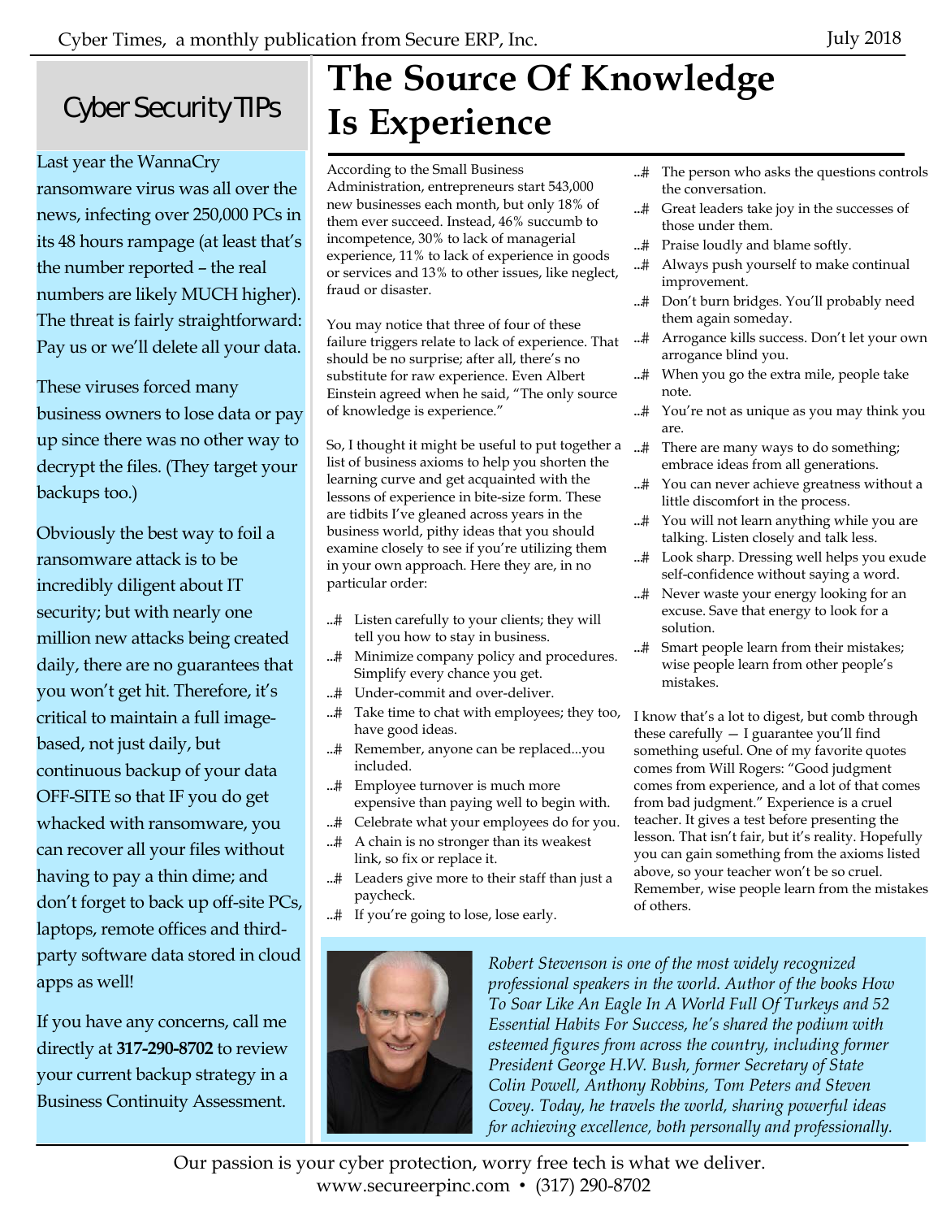## Cyber Security TIPs

Last year the WannaCry ransomware virus was all over the news, infecting over 250,000 PCs in its 48 hours rampage (at least that's the number reported – the real numbers are likely MUCH higher). The threat is fairly straightforward: Pay us or we'll delete all your data.

These viruses forced many business owners to lose data or pay up since there was no other way to decrypt the files. (They target your backups too.)

Obviously the best way to foil a ransomware attack is to be incredibly diligent about IT security; but with nearly one million new attacks being created daily, there are no guarantees that you won't get hit. Therefore, it's critical to maintain a full image-based, not just daily, but continuous backup of your data OFF-SITE so that IF you do get whacked with ransomware, you can recover all your files without having to pay a thin dime; and don't forget to back up off-site PCs, laptops, remote offices and third-party software data stored in cloud apps as well!

If you have any concerns, call me directly at **317-290-8702** to review your current backup strategy in a Business Continuity Assessment.

# The Source Of Knowledge Is Experience

According to the Small Business Administration, entrepreneurs start 543,000 new businesses each month, but only 18% of them ever succeed. Instead, 46% succumb to incompetence, 30% to lack of managerial experience, 11% to lack of experience in goods or services and 13% to other issues, like neglect, fraud or disaster.

You may notice that three of four of these failure triggers relate to lack of experience. That should be no surprise; after all, there's no substitute for raw experience. Even Albert Einstein agreed when he said, "The only source of knowledge is experience."

So, I thought it might be useful to put together a list of business axioms to help you shorten the learning curve and get acquainted with the lessons of experience in bite-size form. These are tidbits I've gleaned across years in the business world, pithy ideas that you should examine closely to see if you're utilizing them in your own approach. Here they are, in no particular order:

- Listen carefully to your clients; they will tell you how to stay in business.
- Minimize company policy and procedures. Simplify every chance you get.
- Under-commit and over-deliver.
- Take time to chat with employees; they too, have good ideas.
- Remember, anyone can be replaced...you included.
- Employee turnover is much more expensive than paying well to begin with.
- Celebrate what your employees do for you.
- A chain is no stronger than its weakest link, so fix or replace it.
- Leaders give more to their staff than just a paycheck.
- If you're going to lose, lose early.
- The person who asks the questions controls the conversation.
- Great leaders take joy in the successes of those under them.
- Praise loudly and blame softly.
- Always push yourself to make continual improvement.
- Don't burn bridges. You'll probably need them again someday.
- Arrogance kills success. Don't let your own arrogance blind you.
- When you go the extra mile, people take note.
- You're not as unique as you may think you are.
- There are many ways to do something; embrace ideas from all generations.
- You can never achieve greatness without a little discomfort in the process.
- You will not learn anything while you are talking. Listen closely and talk less.
- Look sharp. Dressing well helps you exude self-confidence without saying a word.
- Never waste your energy looking for an excuse. Save that energy to look for a solution.
- Smart people learn from their mistakes; wise people learn from other people's mistakes.

I know that's a lot to digest, but comb through these carefully — I guarantee you'll find something useful. One of my favorite quotes comes from Will Rogers: "Good judgment comes from experience, and a lot of that comes from bad judgment." Experience is a cruel teacher. It gives a test before presenting the lesson. That isn't fair, but it's reality. Hopefully you can gain something from the axioms listed above, so your teacher won't be so cruel. Remember, wise people learn from the mistakes of others.

*Robert Stevenson is one of the most widely recognized professional speakers in the world. Author of the books How To Soar Like An Eagle In A World Full Of Turkeys and 52 Essential Habits For Success, he's shared the podium with esteemed figures from across the country, including former President George H.W. Bush, former Secretary of State Colin Powell, Anthony Robbins, Tom Peters and Steven Covey. Today, he travels the world, sharing powerful ideas for achieving excellence, both personally and professionally.*

Our passion is your cyber protection, worry free tech is what we deliver.
www.secureerpinc.com • (317) 290-8702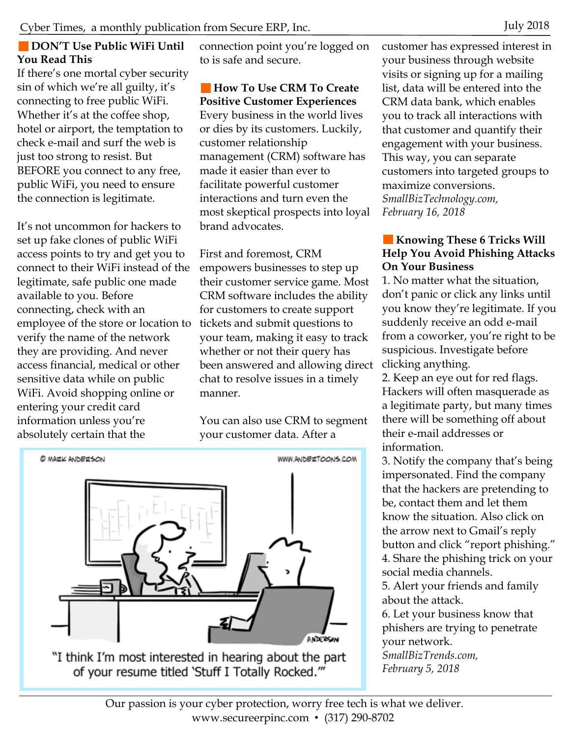### DON'T Use Public WiFi Until You Read This

If there's one mortal cyber security sin of which we're all guilty, it's connecting to free public WiFi. Whether it's at the coffee shop, hotel or airport, the temptation to check e-mail and surf the web is just too strong to resist. But BEFORE you connect to any free, public WiFi, you need to ensure the connection is legitimate.

It's not uncommon for hackers to set up fake clones of public WiFi access points to try and get you to connect to their WiFi instead of the legitimate, safe public one made available to you. Before connecting, check with an employee of the store or location to verify the name of the network they are providing. And never access financial, medical or other sensitive data while on public WiFi. Avoid shopping online or entering your credit card information unless you're absolutely certain that the connection point you're logged on to is safe and secure.

### How To Use CRM To Create Positive Customer Experiences

Every business in the world lives or dies by its customers. Luckily, customer relationship management (CRM) software has made it easier than ever to facilitate powerful customer interactions and turn even the most skeptical prospects into loyal brand advocates.

First and foremost, CRM empowers businesses to step up their customer service game. Most CRM software includes the ability for customers to create support tickets and submit questions to your team, making it easy to track whether or not their query has been answered and allowing direct chat to resolve issues in a timely manner.

You can also use CRM to segment your customer data. After a customer has expressed interest in your business through website visits or signing up for a mailing list, data will be entered into the CRM data bank, which enables you to track all interactions with that customer and quantify their engagement with your business. This way, you can separate customers into targeted groups to maximize conversions.

*SmallBizTechnology.com, February 16, 2018*

© MARK ANDERSON WWW.ANDERTOONS.COM

"I think I'm most interested in hearing about the part of your resume titled 'Stuff I Totally Rocked.'"

### Knowing These 6 Tricks Will Help You Avoid Phishing Attacks On Your Business

1. No matter what the situation, don't panic or click any links until you know they're legitimate. If you suddenly receive an odd e-mail from a coworker, you're right to be suspicious. Investigate before clicking anything.
2. Keep an eye out for red flags. Hackers will often masquerade as a legitimate party, but many times there will be something off about their e-mail addresses or information.
3. Notify the company that's being impersonated. Find the company that the hackers are pretending to be, contact them and let them know the situation. Also click on the arrow next to Gmail's reply button and click "report phishing."
4. Share the phishing trick on your social media channels.
5. Alert your friends and family about the attack.
6. Let your business know that phishers are trying to penetrate your network.

*SmallBizTrends.com, February 5, 2018*